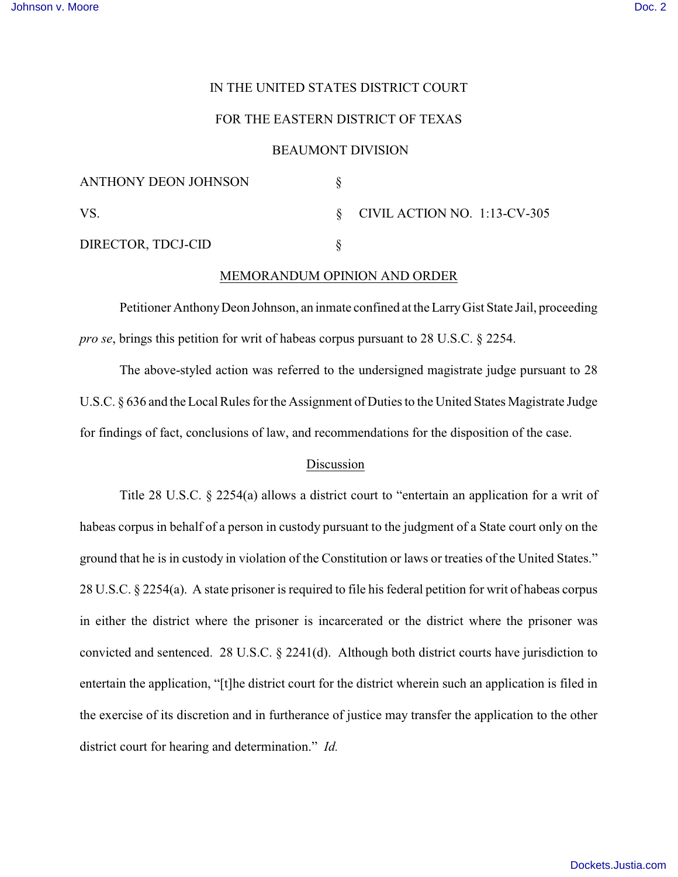IN THE UNITED STATES DISTRICT COURT

FOR THE EASTERN DISTRICT OF TEXAS

BEAUMONT DIVISION

| | | |
|---|---|---|
| ANTHONY DEON JOHNSON | § | |
| VS. | § | CIVIL ACTION NO. 1:13-CV-305 |
| DIRECTOR, TDCJ-CID | § | |

MEMORANDUM OPINION AND ORDER

Petitioner Anthony Deon Johnson, an inmate confined at the Larry Gist State Jail, proceeding *pro se*, brings this petition for writ of habeas corpus pursuant to 28 U.S.C. § 2254.

The above-styled action was referred to the undersigned magistrate judge pursuant to 28 U.S.C. § 636 and the Local Rules for the Assignment of Duties to the United States Magistrate Judge for findings of fact, conclusions of law, and recommendations for the disposition of the case.

Discussion

Title 28 U.S.C. § 2254(a) allows a district court to "entertain an application for a writ of habeas corpus in behalf of a person in custody pursuant to the judgment of a State court only on the ground that he is in custody in violation of the Constitution or laws or treaties of the United States." 28 U.S.C. § 2254(a). A state prisoner is required to file his federal petition for writ of habeas corpus in either the district where the prisoner is incarcerated or the district where the prisoner was convicted and sentenced. 28 U.S.C. § 2241(d). Although both district courts have jurisdiction to entertain the application, "[t]he district court for the district wherein such an application is filed in the exercise of its discretion and in furtherance of justice may transfer the application to the other district court for hearing and determination." *Id.*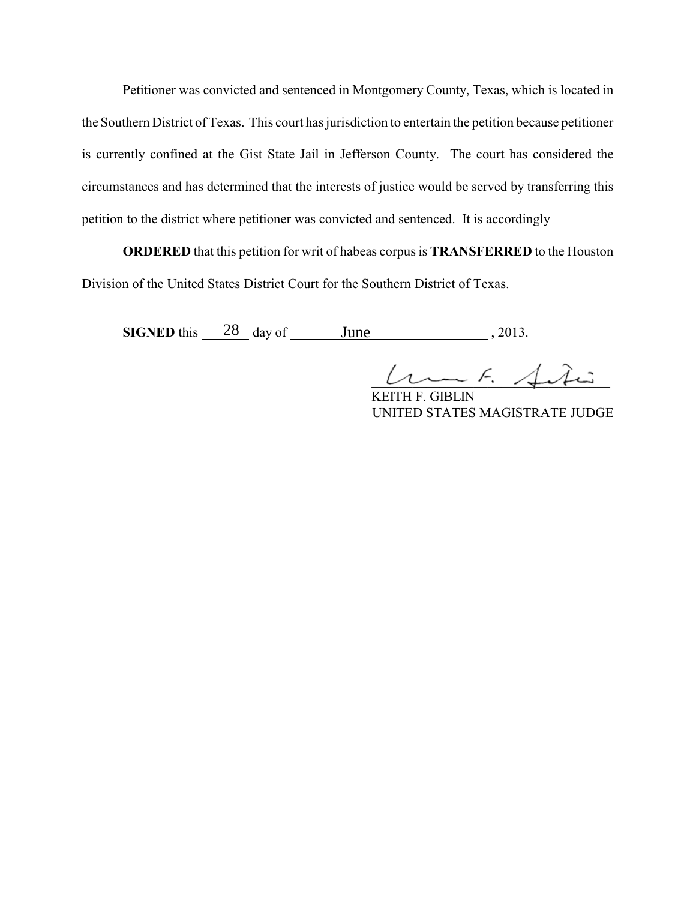Petitioner was convicted and sentenced in Montgomery County, Texas, which is located in the Southern District of Texas. This court has jurisdiction to entertain the petition because petitioner is currently confined at the Gist State Jail in Jefferson County. The court has considered the circumstances and has determined that the interests of justice would be served by transferring this petition to the district where petitioner was convicted and sentenced. It is accordingly

**ORDERED** that this petition for writ of habeas corpus is **TRANSFERRED** to the Houston Division of the United States District Court for the Southern District of Texas.

**SIGNED** this 28 day of June , 2013.

KEITH F. GIBLIN
UNITED STATES MAGISTRATE JUDGE